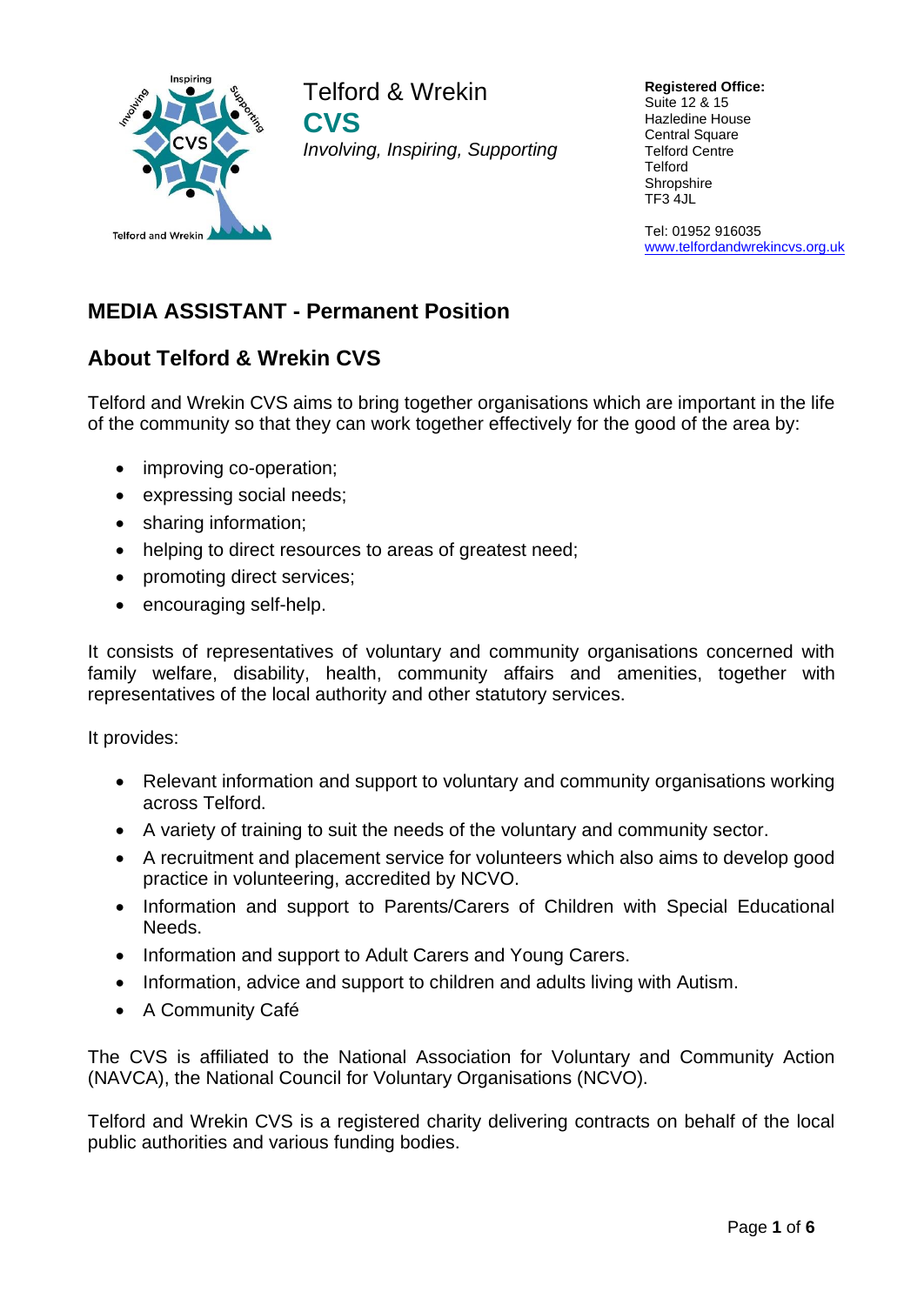Telford & Wrekin
**CVS**
*Involving, Inspiring, Supporting*

**Registered Office:**
Suite 12 & 15
Hazledine House
Central Square
Telford Centre
Telford
Shropshire
TF3 4JL

Tel: 01952 916035
www.telfordandwrekincvs.org.uk

## MEDIA ASSISTANT - Permanent Position

## About Telford & Wrekin CVS

Telford and Wrekin CVS aims to bring together organisations which are important in the life of the community so that they can work together effectively for the good of the area by:

- improving co-operation;
- expressing social needs;
- sharing information;
- helping to direct resources to areas of greatest need;
- promoting direct services;
- encouraging self-help.

It consists of representatives of voluntary and community organisations concerned with family welfare, disability, health, community affairs and amenities, together with representatives of the local authority and other statutory services.

It provides:

- Relevant information and support to voluntary and community organisations working across Telford.
- A variety of training to suit the needs of the voluntary and community sector.
- A recruitment and placement service for volunteers which also aims to develop good practice in volunteering, accredited by NCVO.
- Information and support to Parents/Carers of Children with Special Educational Needs.
- Information and support to Adult Carers and Young Carers.
- Information, advice and support to children and adults living with Autism.
- A Community Café

The CVS is affiliated to the National Association for Voluntary and Community Action (NAVCA), the National Council for Voluntary Organisations (NCVO).

Telford and Wrekin CVS is a registered charity delivering contracts on behalf of the local public authorities and various funding bodies.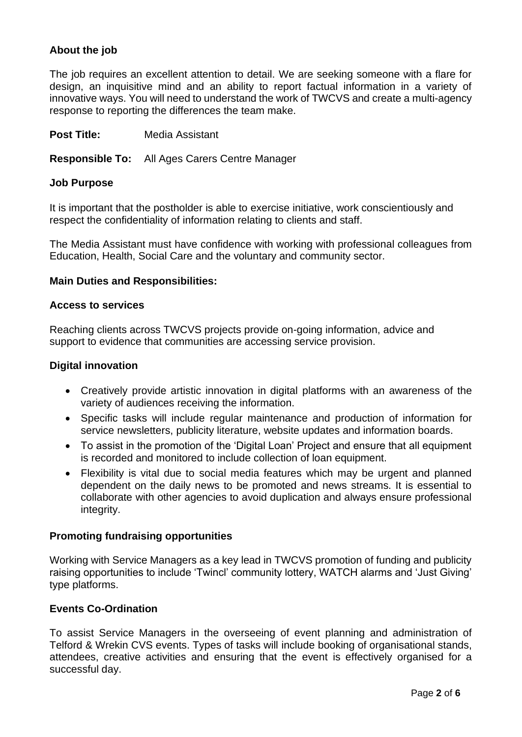## About the job

The job requires an excellent attention to detail. We are seeking someone with a flare for design, an inquisitive mind and an ability to report factual information in a variety of innovative ways. You will need to understand the work of TWCVS and create a multi-agency response to reporting the differences the team make.

**Post Title:** Media Assistant

**Responsible To:** All Ages Carers Centre Manager

## Job Purpose

It is important that the postholder is able to exercise initiative, work conscientiously and respect the confidentiality of information relating to clients and staff.

The Media Assistant must have confidence with working with professional colleagues from Education, Health, Social Care and the voluntary and community sector.

## Main Duties and Responsibilities:

### Access to services

Reaching clients across TWCVS projects provide on-going information, advice and support to evidence that communities are accessing service provision.

### Digital innovation

- Creatively provide artistic innovation in digital platforms with an awareness of the variety of audiences receiving the information.
- Specific tasks will include regular maintenance and production of information for service newsletters, publicity literature, website updates and information boards.
- To assist in the promotion of the 'Digital Loan' Project and ensure that all equipment is recorded and monitored to include collection of loan equipment.
- Flexibility is vital due to social media features which may be urgent and planned dependent on the daily news to be promoted and news streams. It is essential to collaborate with other agencies to avoid duplication and always ensure professional integrity.

### Promoting fundraising opportunities

Working with Service Managers as a key lead in TWCVS promotion of funding and publicity raising opportunities to include 'Twincl' community lottery, WATCH alarms and 'Just Giving' type platforms.

### Events Co-Ordination

To assist Service Managers in the overseeing of event planning and administration of Telford & Wrekin CVS events. Types of tasks will include booking of organisational stands, attendees, creative activities and ensuring that the event is effectively organised for a successful day.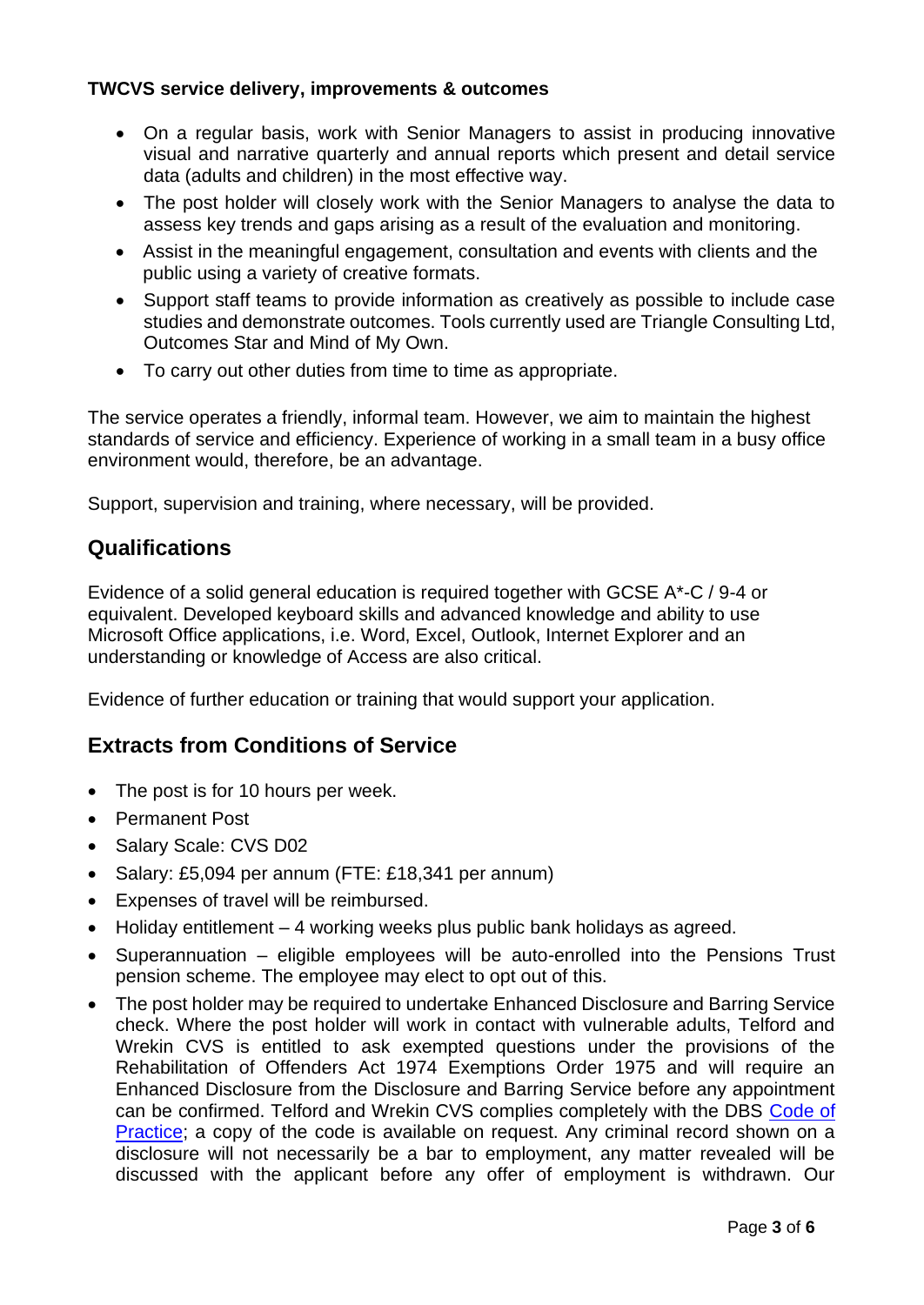**TWCVS service delivery, improvements & outcomes**

- On a regular basis, work with Senior Managers to assist in producing innovative visual and narrative quarterly and annual reports which present and detail service data (adults and children) in the most effective way.
- The post holder will closely work with the Senior Managers to analyse the data to assess key trends and gaps arising as a result of the evaluation and monitoring.
- Assist in the meaningful engagement, consultation and events with clients and the public using a variety of creative formats.
- Support staff teams to provide information as creatively as possible to include case studies and demonstrate outcomes. Tools currently used are Triangle Consulting Ltd, Outcomes Star and Mind of My Own.
- To carry out other duties from time to time as appropriate.

The service operates a friendly, informal team. However, we aim to maintain the highest standards of service and efficiency. Experience of working in a small team in a busy office environment would, therefore, be an advantage.

Support, supervision and training, where necessary, will be provided.

## Qualifications

Evidence of a solid general education is required together with GCSE A*-C / 9-4 or equivalent. Developed keyboard skills and advanced knowledge and ability to use Microsoft Office applications, i.e. Word, Excel, Outlook, Internet Explorer and an understanding or knowledge of Access are also critical.

Evidence of further education or training that would support your application.

## Extracts from Conditions of Service

- The post is for 10 hours per week.
- Permanent Post
- Salary Scale: CVS D02
- Salary: £5,094 per annum (FTE: £18,341 per annum)
- Expenses of travel will be reimbursed.
- Holiday entitlement – 4 working weeks plus public bank holidays as agreed.
- Superannuation – eligible employees will be auto-enrolled into the Pensions Trust pension scheme. The employee may elect to opt out of this.
- The post holder may be required to undertake Enhanced Disclosure and Barring Service check. Where the post holder will work in contact with vulnerable adults, Telford and Wrekin CVS is entitled to ask exempted questions under the provisions of the Rehabilitation of Offenders Act 1974 Exemptions Order 1975 and will require an Enhanced Disclosure from the Disclosure and Barring Service before any appointment can be confirmed. Telford and Wrekin CVS complies completely with the DBS Code of Practice; a copy of the code is available on request. Any criminal record shown on a disclosure will not necessarily be a bar to employment, any matter revealed will be discussed with the applicant before any offer of employment is withdrawn. Our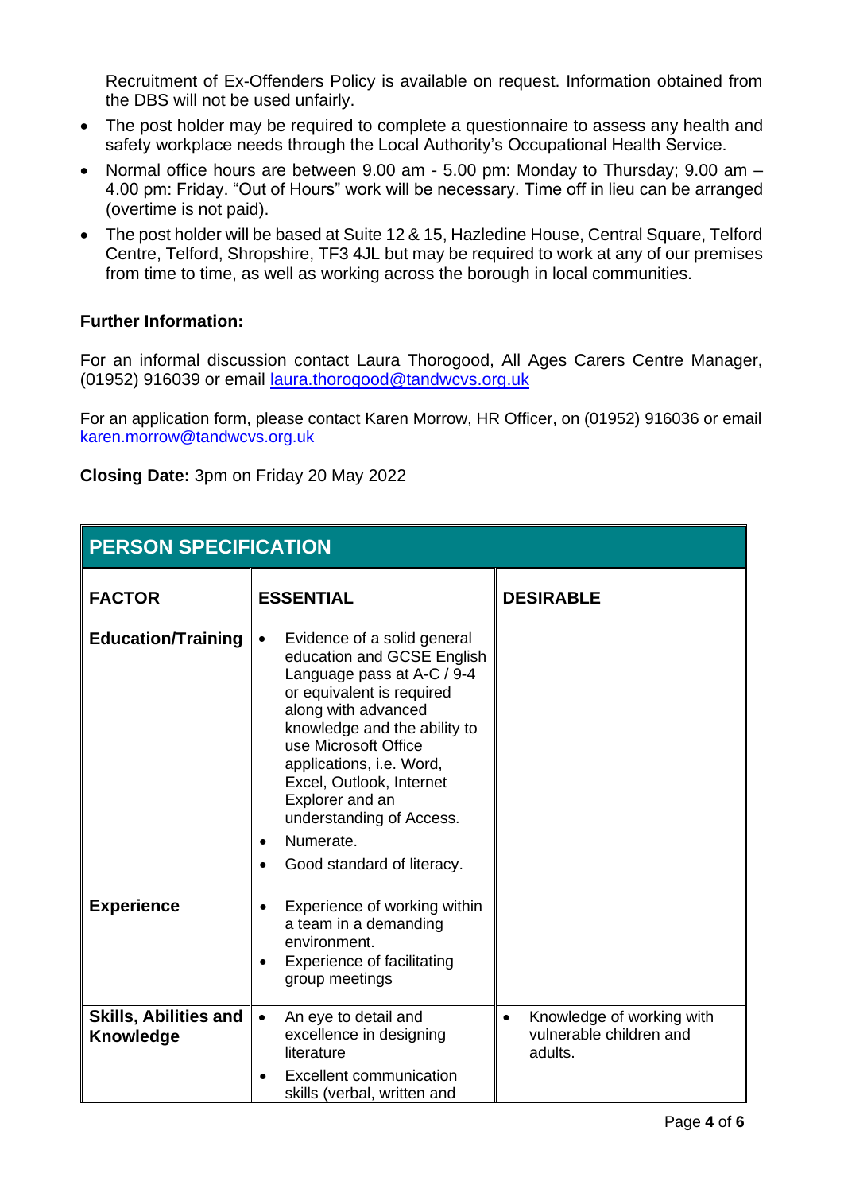Recruitment of Ex-Offenders Policy is available on request. Information obtained from the DBS will not be used unfairly.

- The post holder may be required to complete a questionnaire to assess any health and safety workplace needs through the Local Authority's Occupational Health Service.
- Normal office hours are between 9.00 am - 5.00 pm: Monday to Thursday; 9.00 am – 4.00 pm: Friday. "Out of Hours" work will be necessary. Time off in lieu can be arranged (overtime is not paid).
- The post holder will be based at Suite 12 & 15, Hazledine House, Central Square, Telford Centre, Telford, Shropshire, TF3 4JL but may be required to work at any of our premises from time to time, as well as working across the borough in local communities.

**Further Information:**

For an informal discussion contact Laura Thorogood, All Ages Carers Centre Manager, (01952) 916039 or email laura.thorogood@tandwcvs.org.uk

For an application form, please contact Karen Morrow, HR Officer, on (01952) 916036 or email karen.morrow@tandwcvs.org.uk

**Closing Date:** 3pm on Friday 20 May 2022

## PERSON SPECIFICATION

| FACTOR | ESSENTIAL | DESIRABLE |
|---|---|---|
| **Education/Training** | • Evidence of a solid general education and GCSE English Language pass at A-C / 9-4 or equivalent is required along with advanced knowledge and the ability to use Microsoft Office applications, i.e. Word, Excel, Outlook, Internet Explorer and an understanding of Access.<br>• Numerate.<br>• Good standard of literacy. | |
| **Experience** | • Experience of working within a team in a demanding environment.<br>• Experience of facilitating group meetings | |
| **Skills, Abilities and Knowledge** | • An eye to detail and excellence in designing literature<br>• Excellent communication skills (verbal, written and | • Knowledge of working with vulnerable children and adults. |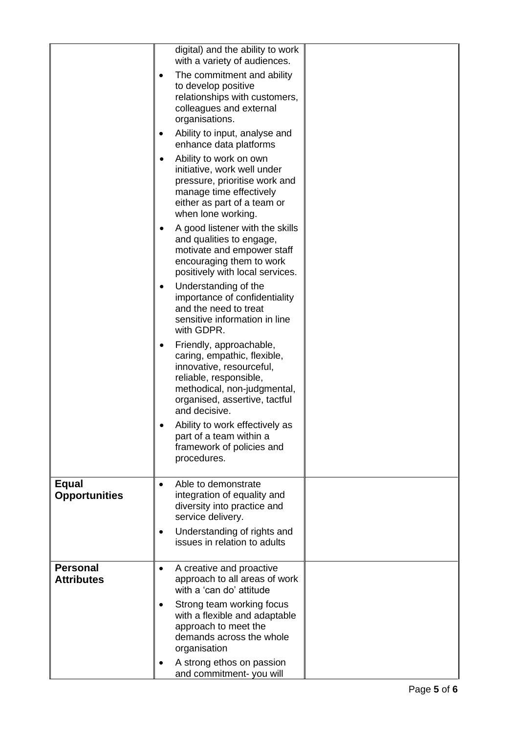| | | |
|---|---|---|
| | digital) and the ability to work with a variety of audiences.<br>• The commitment and ability to develop positive relationships with customers, colleagues and external organisations.<br>• Ability to input, analyse and enhance data platforms<br>• Ability to work on own initiative, work well under pressure, prioritise work and manage time effectively either as part of a team or when lone working.<br>• A good listener with the skills and qualities to engage, motivate and empower staff encouraging them to work positively with local services.<br>• Understanding of the importance of confidentiality and the need to treat sensitive information in line with GDPR.<br>• Friendly, approachable, caring, empathic, flexible, innovative, resourceful, reliable, responsible, methodical, non-judgmental, organised, assertive, tactful and decisive.<br>• Ability to work effectively as part of a team within a framework of policies and procedures. | |
| **Equal Opportunities** | • Able to demonstrate integration of equality and diversity into practice and service delivery.<br>• Understanding of rights and issues in relation to adults | |
| **Personal Attributes** | • A creative and proactive approach to all areas of work with a 'can do' attitude<br>• Strong team working focus with a flexible and adaptable approach to meet the demands across the whole organisation<br>• A strong ethos on passion and commitment- you will | |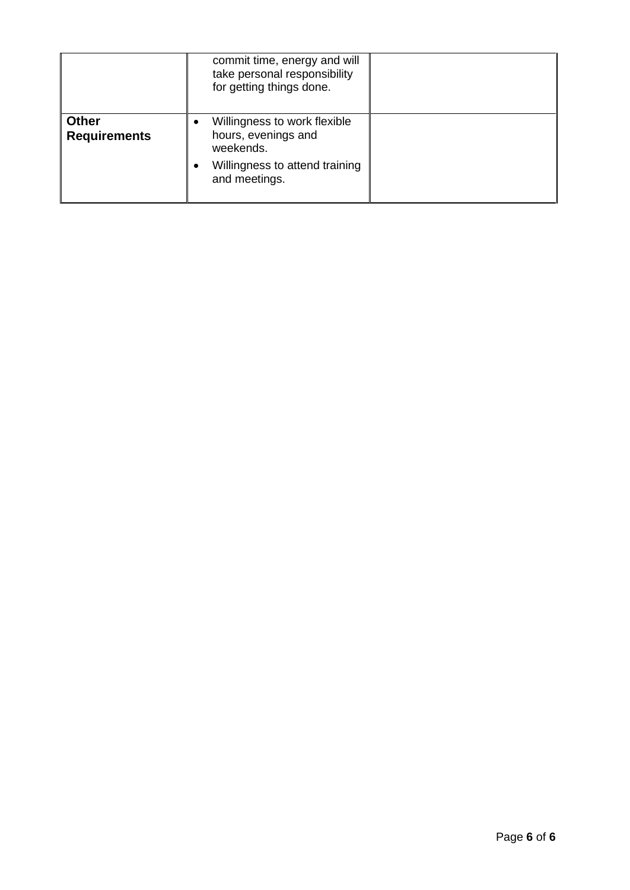| | | |
|---|---|---|
| | commit time, energy and will take personal responsibility for getting things done. | |
| **Other Requirements** | • Willingness to work flexible hours, evenings and weekends.<br>• Willingness to attend training and meetings. | |